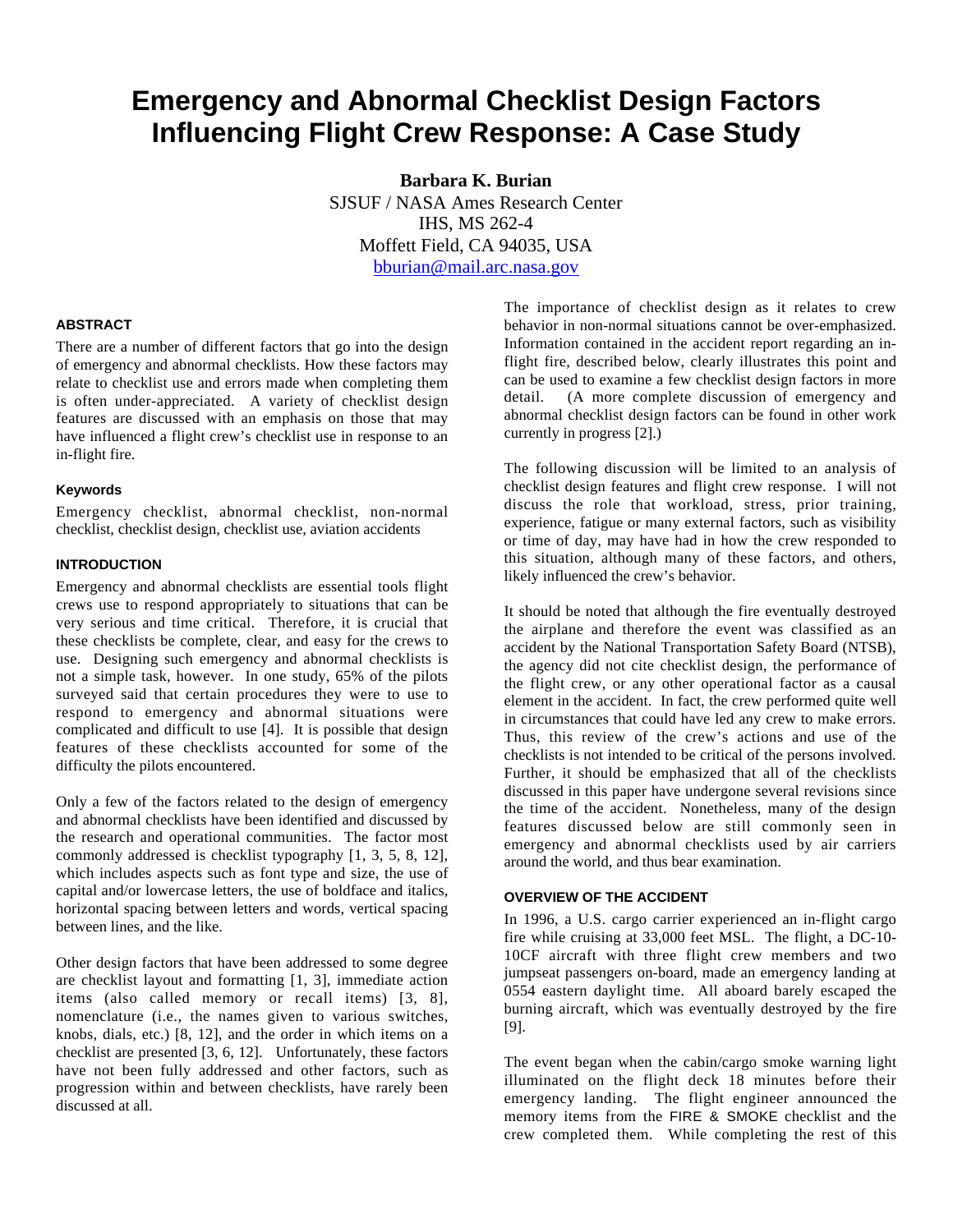# Emergency and Abnormal Checklist Design Factors Influencing Flight Crew Response: A Case Study

**Barbara K. Burian**
SJSUF / NASA Ames Research Center
IHS, MS 262-4
Moffett Field, CA 94035, USA
bburian@mail.arc.nasa.gov

## ABSTRACT

There are a number of different factors that go into the design of emergency and abnormal checklists. How these factors may relate to checklist use and errors made when completing them is often under-appreciated. A variety of checklist design features are discussed with an emphasis on those that may have influenced a flight crew's checklist use in response to an in-flight fire.

### Keywords

Emergency checklist, abnormal checklist, non-normal checklist, checklist design, checklist use, aviation accidents

## INTRODUCTION

Emergency and abnormal checklists are essential tools flight crews use to respond appropriately to situations that can be very serious and time critical. Therefore, it is crucial that these checklists be complete, clear, and easy for the crews to use. Designing such emergency and abnormal checklists is not a simple task, however. In one study, 65% of the pilots surveyed said that certain procedures they were to use to respond to emergency and abnormal situations were complicated and difficult to use [4]. It is possible that design features of these checklists accounted for some of the difficulty the pilots encountered.

Only a few of the factors related to the design of emergency and abnormal checklists have been identified and discussed by the research and operational communities. The factor most commonly addressed is checklist typography [1, 3, 5, 8, 12], which includes aspects such as font type and size, the use of capital and/or lowercase letters, the use of boldface and italics, horizontal spacing between letters and words, vertical spacing between lines, and the like.

Other design factors that have been addressed to some degree are checklist layout and formatting [1, 3], immediate action items (also called memory or recall items) [3, 8], nomenclature (i.e., the names given to various switches, knobs, dials, etc.) [8, 12], and the order in which items on a checklist are presented [3, 6, 12]. Unfortunately, these factors have not been fully addressed and other factors, such as progression within and between checklists, have rarely been discussed at all.

The importance of checklist design as it relates to crew behavior in non-normal situations cannot be over-emphasized. Information contained in the accident report regarding an in-flight fire, described below, clearly illustrates this point and can be used to examine a few checklist design factors in more detail. (A more complete discussion of emergency and abnormal checklist design factors can be found in other work currently in progress [2].)

The following discussion will be limited to an analysis of checklist design features and flight crew response. I will not discuss the role that workload, stress, prior training, experience, fatigue or many external factors, such as visibility or time of day, may have had in how the crew responded to this situation, although many of these factors, and others, likely influenced the crew's behavior.

It should be noted that although the fire eventually destroyed the airplane and therefore the event was classified as an accident by the National Transportation Safety Board (NTSB), the agency did not cite checklist design, the performance of the flight crew, or any other operational factor as a causal element in the accident. In fact, the crew performed quite well in circumstances that could have led any crew to make errors. Thus, this review of the crew's actions and use of the checklists is not intended to be critical of the persons involved. Further, it should be emphasized that all of the checklists discussed in this paper have undergone several revisions since the time of the accident. Nonetheless, many of the design features discussed below are still commonly seen in emergency and abnormal checklists used by air carriers around the world, and thus bear examination.

## OVERVIEW OF THE ACCIDENT

In 1996, a U.S. cargo carrier experienced an in-flight cargo fire while cruising at 33,000 feet MSL. The flight, a DC-10-10CF aircraft with three flight crew members and two jumpseat passengers on-board, made an emergency landing at 0554 eastern daylight time. All aboard barely escaped the burning aircraft, which was eventually destroyed by the fire [9].

The event began when the cabin/cargo smoke warning light illuminated on the flight deck 18 minutes before their emergency landing. The flight engineer announced the memory items from the FIRE & SMOKE checklist and the crew completed them. While completing the rest of this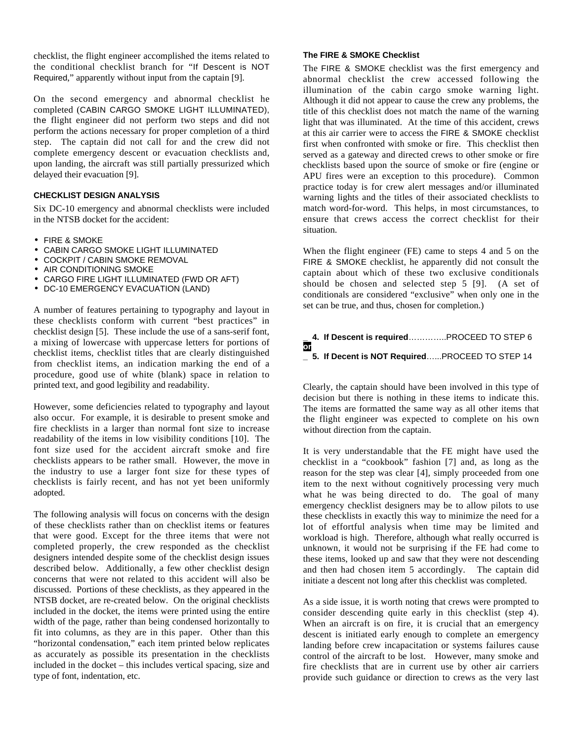checklist, the flight engineer accomplished the items related to the conditional checklist branch for "If Descent is NOT Required," apparently without input from the captain [9].

On the second emergency and abnormal checklist he completed (CABIN CARGO SMOKE LIGHT ILLUMINATED), the flight engineer did not perform two steps and did not perform the actions necessary for proper completion of a third step. The captain did not call for and the crew did not complete emergency descent or evacuation checklists and, upon landing, the aircraft was still partially pressurized which delayed their evacuation [9].

### CHECKLIST DESIGN ANALYSIS

Six DC-10 emergency and abnormal checklists were included in the NTSB docket for the accident:

- FIRE & SMOKE
- CABIN CARGO SMOKE LIGHT ILLUMINATED
- COCKPIT / CABIN SMOKE REMOVAL
- AIR CONDITIONING SMOKE
- CARGO FIRE LIGHT ILLUMINATED (FWD OR AFT)
- DC-10 EMERGENCY EVACUATION (LAND)

A number of features pertaining to typography and layout in these checklists conform with current "best practices" in checklist design [5]. These include the use of a sans-serif font, a mixing of lowercase with uppercase letters for portions of checklist items, checklist titles that are clearly distinguished from checklist items, an indication marking the end of a procedure, good use of white (blank) space in relation to printed text, and good legibility and readability.

However, some deficiencies related to typography and layout also occur. For example, it is desirable to present smoke and fire checklists in a larger than normal font size to increase readability of the items in low visibility conditions [10]. The font size used for the accident aircraft smoke and fire checklists appears to be rather small. However, the move in the industry to use a larger font size for these types of checklists is fairly recent, and has not yet been uniformly adopted.

The following analysis will focus on concerns with the design of these checklists rather than on checklist items or features that were good. Except for the three items that were not completed properly, the crew responded as the checklist designers intended despite some of the checklist design issues described below. Additionally, a few other checklist design concerns that were not related to this accident will also be discussed. Portions of these checklists, as they appeared in the NTSB docket, are re-created below. On the original checklists included in the docket, the items were printed using the entire width of the page, rather than being condensed horizontally to fit into columns, as they are in this paper. Other than this "horizontal condensation," each item printed below replicates as accurately as possible its presentation in the checklists included in the docket – this includes vertical spacing, size and type of font, indentation, etc.

#### The FIRE & SMOKE Checklist

The FIRE & SMOKE checklist was the first emergency and abnormal checklist the crew accessed following the illumination of the cabin cargo smoke warning light. Although it did not appear to cause the crew any problems, the title of this checklist does not match the name of the warning light that was illuminated. At the time of this accident, crews at this air carrier were to access the FIRE & SMOKE checklist first when confronted with smoke or fire. This checklist then served as a gateway and directed crews to other smoke or fire checklists based upon the source of smoke or fire (engine or APU fires were an exception to this procedure). Common practice today is for crew alert messages and/or illuminated warning lights and the titles of their associated checklists to match word-for-word. This helps, in most circumstances, to ensure that crews access the correct checklist for their situation.

When the flight engineer (FE) came to steps 4 and 5 on the FIRE & SMOKE checklist, he apparently did not consult the captain about which of these two exclusive conditionals should be chosen and selected step 5 [9]. (A set of conditionals are considered "exclusive" when only one in the set can be true, and thus, chosen for completion.)

_ **4. If Descent is required**…………..PROCEED TO STEP 6
**or**
_ **5. If Decent is NOT Required**…...PROCEED TO STEP 14

Clearly, the captain should have been involved in this type of decision but there is nothing in these items to indicate this. The items are formatted the same way as all other items that the flight engineer was expected to complete on his own without direction from the captain.

It is very understandable that the FE might have used the checklist in a "cookbook" fashion [7] and, as long as the reason for the step was clear [4], simply proceeded from one item to the next without cognitively processing very much what he was being directed to do. The goal of many emergency checklist designers may be to allow pilots to use these checklists in exactly this way to minimize the need for a lot of effortful analysis when time may be limited and workload is high. Therefore, although what really occurred is unknown, it would not be surprising if the FE had come to these items, looked up and saw that they were not descending and then had chosen item 5 accordingly. The captain did initiate a descent not long after this checklist was completed.

As a side issue, it is worth noting that crews were prompted to consider descending quite early in this checklist (step 4). When an aircraft is on fire, it is crucial that an emergency descent is initiated early enough to complete an emergency landing before crew incapacitation or systems failures cause control of the aircraft to be lost. However, many smoke and fire checklists that are in current use by other air carriers provide such guidance or direction to crews as the very last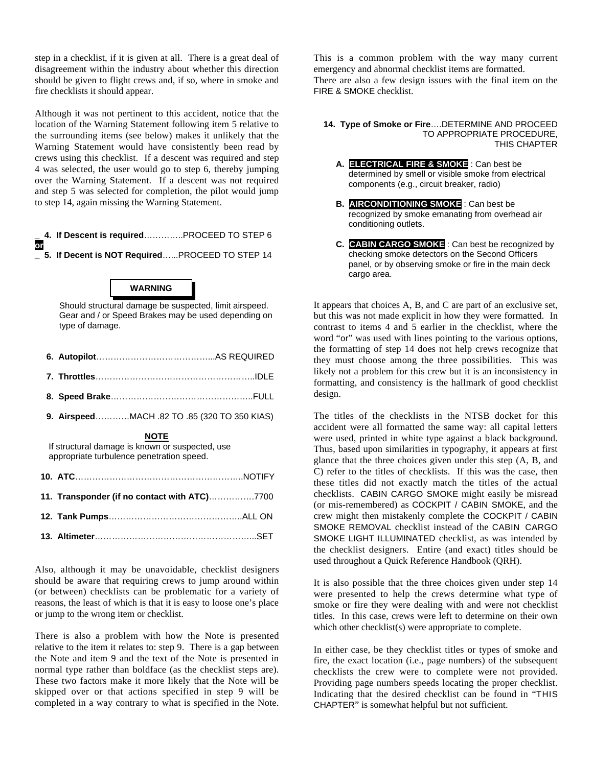step in a checklist, if it is given at all. There is a great deal of disagreement within the industry about whether this direction should be given to flight crews and, if so, where in smoke and fire checklists it should appear.

Although it was not pertinent to this accident, notice that the location of the Warning Statement following item 5 relative to the surrounding items (see below) makes it unlikely that the Warning Statement would have consistently been read by crews using this checklist. If a descent was required and step 4 was selected, the user would go to step 6, thereby jumping over the Warning Statement. If a descent was not required and step 5 was selected for completion, the pilot would jump to step 14, again missing the Warning Statement.

_ **4. If Descent is required**…………..PROCEED TO STEP 6
**or**
_ **5. If Decent is NOT Required**…...PROCEED TO STEP 14

**WARNING**

Should structural damage be suspected, limit airspeed. Gear and / or Speed Brakes may be used depending on type of damage.

**6. Autopilot**…………………………………...AS REQUIRED

**7. Throttles**………………………………………………..IDLE

**8. Speed Brake**…………………………………………..FULL

**9. Airspeed**…………MACH .82 TO .85 (320 TO 350 KIAS)

**NOTE**

If structural damage is known or suspected, use appropriate turbulence penetration speed.

**10. ATC**…………………………………………………..NOTIFY

**11. Transponder (if no contact with ATC)**……………7700

**12. Tank Pumps**………………………………………..ALL ON

**13. Altimeter**………………………………………………...SET

Also, although it may be unavoidable, checklist designers should be aware that requiring crews to jump around within (or between) checklists can be problematic for a variety of reasons, the least of which is that it is easy to loose one's place or jump to the wrong item or checklist.

There is also a problem with how the Note is presented relative to the item it relates to: step 9. There is a gap between the Note and item 9 and the text of the Note is presented in normal type rather than boldface (as the checklist steps are). These two factors make it more likely that the Note will be skipped over or that actions specified in step 9 will be completed in a way contrary to what is specified in the Note. This is a common problem with the way many current emergency and abnormal checklist items are formatted.

There are also a few design issues with the final item on the FIRE & SMOKE checklist.

**14. Type of Smoke or Fire**….DETERMINE AND PROCEED TO APPROPRIATE PROCEDURE, THIS CHAPTER

**A. ELECTRICAL FIRE & SMOKE** : Can best be determined by smell or visible smoke from electrical components (e.g., circuit breaker, radio)

**B. AIRCONDITIONING SMOKE** : Can best be recognized by smoke emanating from overhead air conditioning outlets.

**C. CABIN CARGO SMOKE** : Can best be recognized by checking smoke detectors on the Second Officers panel, or by observing smoke or fire in the main deck cargo area.

It appears that choices A, B, and C are part of an exclusive set, but this was not made explicit in how they were formatted. In contrast to items 4 and 5 earlier in the checklist, where the word "or" was used with lines pointing to the various options, the formatting of step 14 does not help crews recognize that they must choose among the three possibilities. This was likely not a problem for this crew but it is an inconsistency in formatting, and consistency is the hallmark of good checklist design.

The titles of the checklists in the NTSB docket for this accident were all formatted the same way: all capital letters were used, printed in white type against a black background. Thus, based upon similarities in typography, it appears at first glance that the three choices given under this step (A, B, and C) refer to the titles of checklists. If this was the case, then these titles did not exactly match the titles of the actual checklists. CABIN CARGO SMOKE might easily be misread (or mis-remembered) as COCKPIT / CABIN SMOKE, and the crew might then mistakenly complete the COCKPIT / CABIN SMOKE REMOVAL checklist instead of the CABIN CARGO SMOKE LIGHT ILLUMINATED checklist, as was intended by the checklist designers. Entire (and exact) titles should be used throughout a Quick Reference Handbook (QRH).

It is also possible that the three choices given under step 14 were presented to help the crews determine what type of smoke or fire they were dealing with and were not checklist titles. In this case, crews were left to determine on their own which other checklist(s) were appropriate to complete.

In either case, be they checklist titles or types of smoke and fire, the exact location (i.e., page numbers) of the subsequent checklists the crew were to complete were not provided. Providing page numbers speeds locating the proper checklist. Indicating that the desired checklist can be found in "THIS CHAPTER" is somewhat helpful but not sufficient.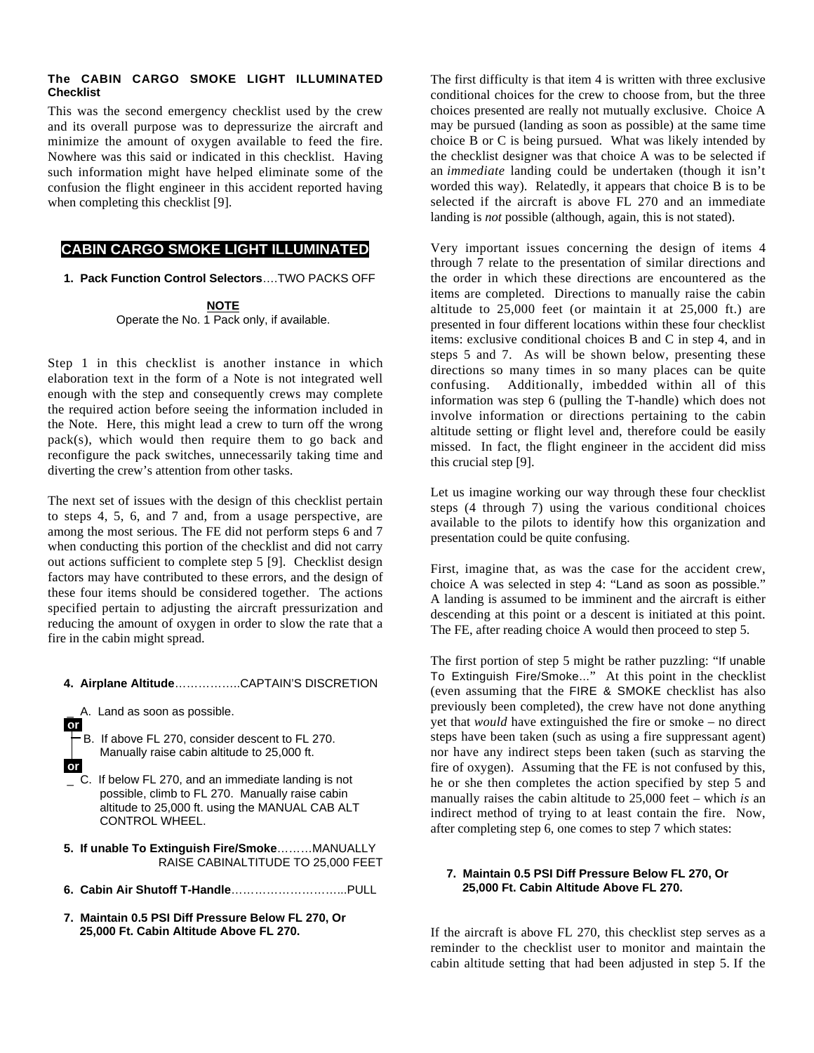**The CABIN CARGO SMOKE LIGHT ILLUMINATED Checklist**

This was the second emergency checklist used by the crew and its overall purpose was to depressurize the aircraft and minimize the amount of oxygen available to feed the fire. Nowhere was this said or indicated in this checklist. Having such information might have helped eliminate some of the confusion the flight engineer in this accident reported having when completing this checklist [9].

**CABIN CARGO SMOKE LIGHT ILLUMINATED**

1. **Pack Function Control Selectors**….TWO PACKS OFF

**NOTE**

Operate the No. 1 Pack only, if available.

Step 1 in this checklist is another instance in which elaboration text in the form of a Note is not integrated well enough with the step and consequently crews may complete the required action before seeing the information included in the Note. Here, this might lead a crew to turn off the wrong pack(s), which would then require them to go back and reconfigure the pack switches, unnecessarily taking time and diverting the crew's attention from other tasks.

The next set of issues with the design of this checklist pertain to steps 4, 5, 6, and 7 and, from a usage perspective, are among the most serious. The FE did not perform steps 6 and 7 when conducting this portion of the checklist and did not carry out actions sufficient to complete step 5 [9]. Checklist design factors may have contributed to these errors, and the design of these four items should be considered together. The actions specified pertain to adjusting the aircraft pressurization and reducing the amount of oxygen in order to slow the rate that a fire in the cabin might spread.

4. **Airplane Altitude**……………..CAPTAIN'S DISCRETION

_ A. Land as soon as possible.

**or**

B. If above FL 270, consider descent to FL 270. Manually raise cabin altitude to 25,000 ft.

**or**

_ C. If below FL 270, and an immediate landing is not possible, climb to FL 270. Manually raise cabin altitude to 25,000 ft. using the MANUAL CAB ALT CONTROL WHEEL.

5. **If unable To Extinguish Fire/Smoke**………MANUALLY RAISE CABINALTITUDE TO 25,000 FEET

6. **Cabin Air Shutoff T-Handle**………………………...PULL

7. **Maintain 0.5 PSI Diff Pressure Below FL 270, Or 25,000 Ft. Cabin Altitude Above FL 270.**

The first difficulty is that item 4 is written with three exclusive conditional choices for the crew to choose from, but the three choices presented are really not mutually exclusive. Choice A may be pursued (landing as soon as possible) at the same time choice B or C is being pursued. What was likely intended by the checklist designer was that choice A was to be selected if an *immediate* landing could be undertaken (though it isn't worded this way). Relatedly, it appears that choice B is to be selected if the aircraft is above FL 270 and an immediate landing is *not* possible (although, again, this is not stated).

Very important issues concerning the design of items 4 through 7 relate to the presentation of similar directions and the order in which these directions are encountered as the items are completed. Directions to manually raise the cabin altitude to 25,000 feet (or maintain it at 25,000 ft.) are presented in four different locations within these four checklist items: exclusive conditional choices B and C in step 4, and in steps 5 and 7. As will be shown below, presenting these directions so many times in so many places can be quite confusing. Additionally, imbedded within all of this information was step 6 (pulling the T-handle) which does not involve information or directions pertaining to the cabin altitude setting or flight level and, therefore could be easily missed. In fact, the flight engineer in the accident did miss this crucial step [9].

Let us imagine working our way through these four checklist steps (4 through 7) using the various conditional choices available to the pilots to identify how this organization and presentation could be quite confusing.

First, imagine that, as was the case for the accident crew, choice A was selected in step 4: "Land as soon as possible." A landing is assumed to be imminent and the aircraft is either descending at this point or a descent is initiated at this point. The FE, after reading choice A would then proceed to step 5.

The first portion of step 5 might be rather puzzling: "If unable To Extinguish Fire/Smoke..." At this point in the checklist (even assuming that the FIRE & SMOKE checklist has also previously been completed), the crew have not done anything yet that *would* have extinguished the fire or smoke – no direct steps have been taken (such as using a fire suppressant agent) nor have any indirect steps been taken (such as starving the fire of oxygen). Assuming that the FE is not confused by this, he or she then completes the action specified by step 5 and manually raises the cabin altitude to 25,000 feet – which *is* an indirect method of trying to at least contain the fire. Now, after completing step 6, one comes to step 7 which states:

7. **Maintain 0.5 PSI Diff Pressure Below FL 270, Or 25,000 Ft. Cabin Altitude Above FL 270.**

If the aircraft is above FL 270, this checklist step serves as a reminder to the checklist user to monitor and maintain the cabin altitude setting that had been adjusted in step 5. If the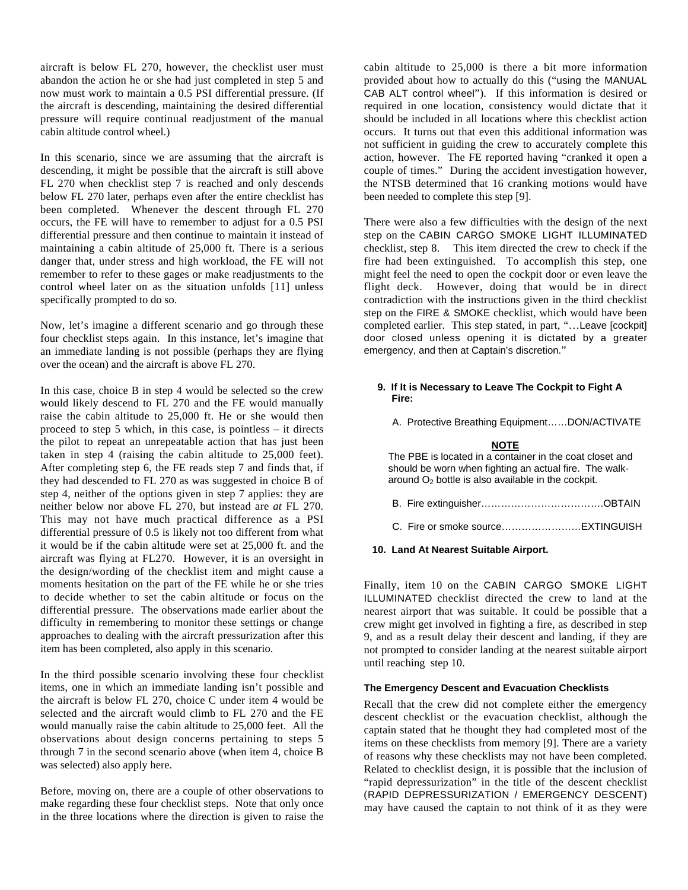aircraft is below FL 270, however, the checklist user must abandon the action he or she had just completed in step 5 and now must work to maintain a 0.5 PSI differential pressure. (If the aircraft is descending, maintaining the desired differential pressure will require continual readjustment of the manual cabin altitude control wheel.)

In this scenario, since we are assuming that the aircraft is descending, it might be possible that the aircraft is still above FL 270 when checklist step 7 is reached and only descends below FL 270 later, perhaps even after the entire checklist has been completed. Whenever the descent through FL 270 occurs, the FE will have to remember to adjust for a 0.5 PSI differential pressure and then continue to maintain it instead of maintaining a cabin altitude of 25,000 ft. There is a serious danger that, under stress and high workload, the FE will not remember to refer to these gages or make readjustments to the control wheel later on as the situation unfolds [11] unless specifically prompted to do so.

Now, let's imagine a different scenario and go through these four checklist steps again. In this instance, let's imagine that an immediate landing is not possible (perhaps they are flying over the ocean) and the aircraft is above FL 270.

In this case, choice B in step 4 would be selected so the crew would likely descend to FL 270 and the FE would manually raise the cabin altitude to 25,000 ft. He or she would then proceed to step 5 which, in this case, is pointless – it directs the pilot to repeat an unrepeatable action that has just been taken in step 4 (raising the cabin altitude to 25,000 feet). After completing step 6, the FE reads step 7 and finds that, if they had descended to FL 270 as was suggested in choice B of step 4, neither of the options given in step 7 applies: they are neither below nor above FL 270, but instead are *at* FL 270. This may not have much practical difference as a PSI differential pressure of 0.5 is likely not too different from what it would be if the cabin altitude were set at 25,000 ft. and the aircraft was flying at FL270. However, it is an oversight in the design/wording of the checklist item and might cause a moments hesitation on the part of the FE while he or she tries to decide whether to set the cabin altitude or focus on the differential pressure. The observations made earlier about the difficulty in remembering to monitor these settings or change approaches to dealing with the aircraft pressurization after this item has been completed, also apply in this scenario.

In the third possible scenario involving these four checklist items, one in which an immediate landing isn't possible and the aircraft is below FL 270, choice C under item 4 would be selected and the aircraft would climb to FL 270 and the FE would manually raise the cabin altitude to 25,000 feet. All the observations about design concerns pertaining to steps 5 through 7 in the second scenario above (when item 4, choice B was selected) also apply here.

Before, moving on, there are a couple of other observations to make regarding these four checklist steps. Note that only once in the three locations where the direction is given to raise the cabin altitude to 25,000 is there a bit more information provided about how to actually do this ("using the MANUAL CAB ALT control wheel"). If this information is desired or required in one location, consistency would dictate that it should be included in all locations where this checklist action occurs. It turns out that even this additional information was not sufficient in guiding the crew to accurately complete this action, however. The FE reported having "cranked it open a couple of times." During the accident investigation however, the NTSB determined that 16 cranking motions would have been needed to complete this step [9].

There were also a few difficulties with the design of the next step on the CABIN CARGO SMOKE LIGHT ILLUMINATED checklist, step 8. This item directed the crew to check if the fire had been extinguished. To accomplish this step, one might feel the need to open the cockpit door or even leave the flight deck. However, doing that would be in direct contradiction with the instructions given in the third checklist step on the FIRE & SMOKE checklist, which would have been completed earlier. This step stated, in part, "…Leave [cockpit] door closed unless opening it is dictated by a greater emergency, and then at Captain's discretion."

**9. If It is Necessary to Leave The Cockpit to Fight A Fire:**

A. Protective Breathing Equipment……DON/ACTIVATE

**NOTE**

The PBE is located in a container in the coat closet and should be worn when fighting an actual fire. The walk-around $O_2$ bottle is also available in the cockpit.

B. Fire extinguisher……………………………….OBTAIN

C. Fire or smoke source……………………EXTINGUISH

**10. Land At Nearest Suitable Airport.**

Finally, item 10 on the CABIN CARGO SMOKE LIGHT ILLUMINATED checklist directed the crew to land at the nearest airport that was suitable. It could be possible that a crew might get involved in fighting a fire, as described in step 9, and as a result delay their descent and landing, if they are not prompted to consider landing at the nearest suitable airport until reaching step 10.

### The Emergency Descent and Evacuation Checklists

Recall that the crew did not complete either the emergency descent checklist or the evacuation checklist, although the captain stated that he thought they had completed most of the items on these checklists from memory [9]. There are a variety of reasons why these checklists may not have been completed. Related to checklist design, it is possible that the inclusion of "rapid depressurization" in the title of the descent checklist (RAPID DEPRESSURIZATION / EMERGENCY DESCENT) may have caused the captain to not think of it as they were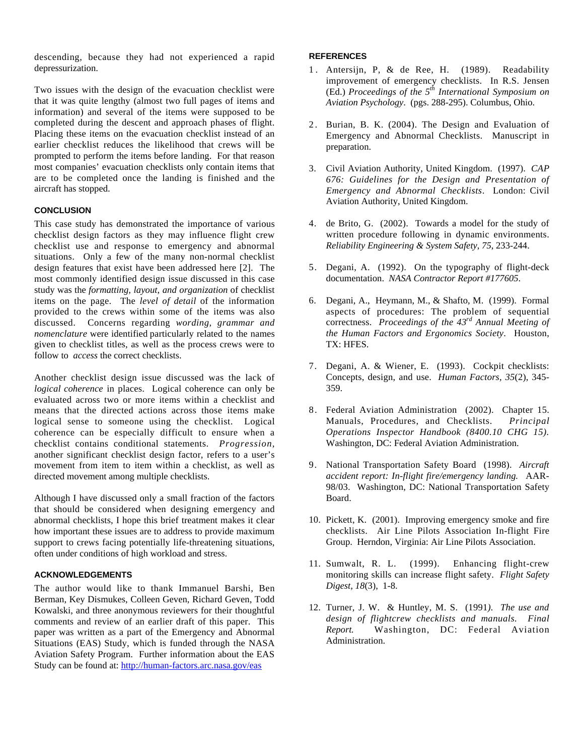descending, because they had not experienced a rapid depressurization.

Two issues with the design of the evacuation checklist were that it was quite lengthy (almost two full pages of items and information) and several of the items were supposed to be completed during the descent and approach phases of flight. Placing these items on the evacuation checklist instead of an earlier checklist reduces the likelihood that crews will be prompted to perform the items before landing. For that reason most companies' evacuation checklists only contain items that are to be completed once the landing is finished and the aircraft has stopped.

## CONCLUSION

This case study has demonstrated the importance of various checklist design factors as they may influence flight crew checklist use and response to emergency and abnormal situations. Only a few of the many non-normal checklist design features that exist have been addressed here [2]. The most commonly identified design issue discussed in this case study was the *formatting, layout, and organization* of checklist items on the page. The *level of detail* of the information provided to the crews within some of the items was also discussed. Concerns regarding *wording, grammar and nomenclature* were identified particularly related to the names given to checklist titles, as well as the process crews were to follow to *access* the correct checklists.

Another checklist design issue discussed was the lack of *logical coherence* in places. Logical coherence can only be evaluated across two or more items within a checklist and means that the directed actions across those items make logical sense to someone using the checklist. Logical coherence can be especially difficult to ensure when a checklist contains conditional statements. *Progression,* another significant checklist design factor, refers to a user's movement from item to item within a checklist, as well as directed movement among multiple checklists.

Although I have discussed only a small fraction of the factors that should be considered when designing emergency and abnormal checklists, I hope this brief treatment makes it clear how important these issues are to address to provide maximum support to crews facing potentially life-threatening situations, often under conditions of high workload and stress.

## ACKNOWLEDGEMENTS

The author would like to thank Immanuel Barshi, Ben Berman, Key Dismukes, Colleen Geven, Richard Geven, Todd Kowalski, and three anonymous reviewers for their thoughtful comments and review of an earlier draft of this paper. This paper was written as a part of the Emergency and Abnormal Situations (EAS) Study, which is funded through the NASA Aviation Safety Program. Further information about the EAS Study can be found at: http://human-factors.arc.nasa.gov/eas

## REFERENCES

1. Antersijn, P, & de Ree, H. (1989). Readability improvement of emergency checklists. In R.S. Jensen (Ed.) *Proceedings of the 5th International Symposium on Aviation Psychology*. (pgs. 288-295). Columbus, Ohio.

2. Burian, B. K. (2004). The Design and Evaluation of Emergency and Abnormal Checklists. Manuscript in preparation.

3. Civil Aviation Authority, United Kingdom. (1997). *CAP 676: Guidelines for the Design and Presentation of Emergency and Abnormal Checklists*. London: Civil Aviation Authority, United Kingdom.

4. de Brito, G. (2002). Towards a model for the study of written procedure following in dynamic environments. *Reliability Engineering & System Safety, 75,* 233-244.

5. Degani, A. (1992). On the typography of flight-deck documentation. *NASA Contractor Report #177605*.

6. Degani, A., Heymann, M., & Shafto, M. (1999). Formal aspects of procedures: The problem of sequential correctness. *Proceedings of the 43rd Annual Meeting of the Human Factors and Ergonomics Society*. Houston, TX: HFES.

7. Degani, A. & Wiener, E. (1993). Cockpit checklists: Concepts, design, and use. *Human Factors, 35*(2), 345-359.

8. Federal Aviation Administration (2002). Chapter 15. Manuals, Procedures, and Checklists. *Principal Operations Inspector Handbook (8400.10 CHG 15)*. Washington, DC: Federal Aviation Administration.

9. National Transportation Safety Board (1998). *Aircraft accident report: In-flight fire/emergency landing.* AAR-98/03. Washington, DC: National Transportation Safety Board.

10. Pickett, K. (2001). Improving emergency smoke and fire checklists. Air Line Pilots Association In-flight Fire Group. Herndon, Virginia: Air Line Pilots Association.

11. Sumwalt, R. L. (1999). Enhancing flight-crew monitoring skills can increase flight safety. *Flight Safety Digest, 18*(3), 1-8.

12. Turner, J. W. & Huntley, M. S. (1991). *The use and design of flightcrew checklists and manuals. Final Report.* Washington, DC: Federal Aviation Administration.